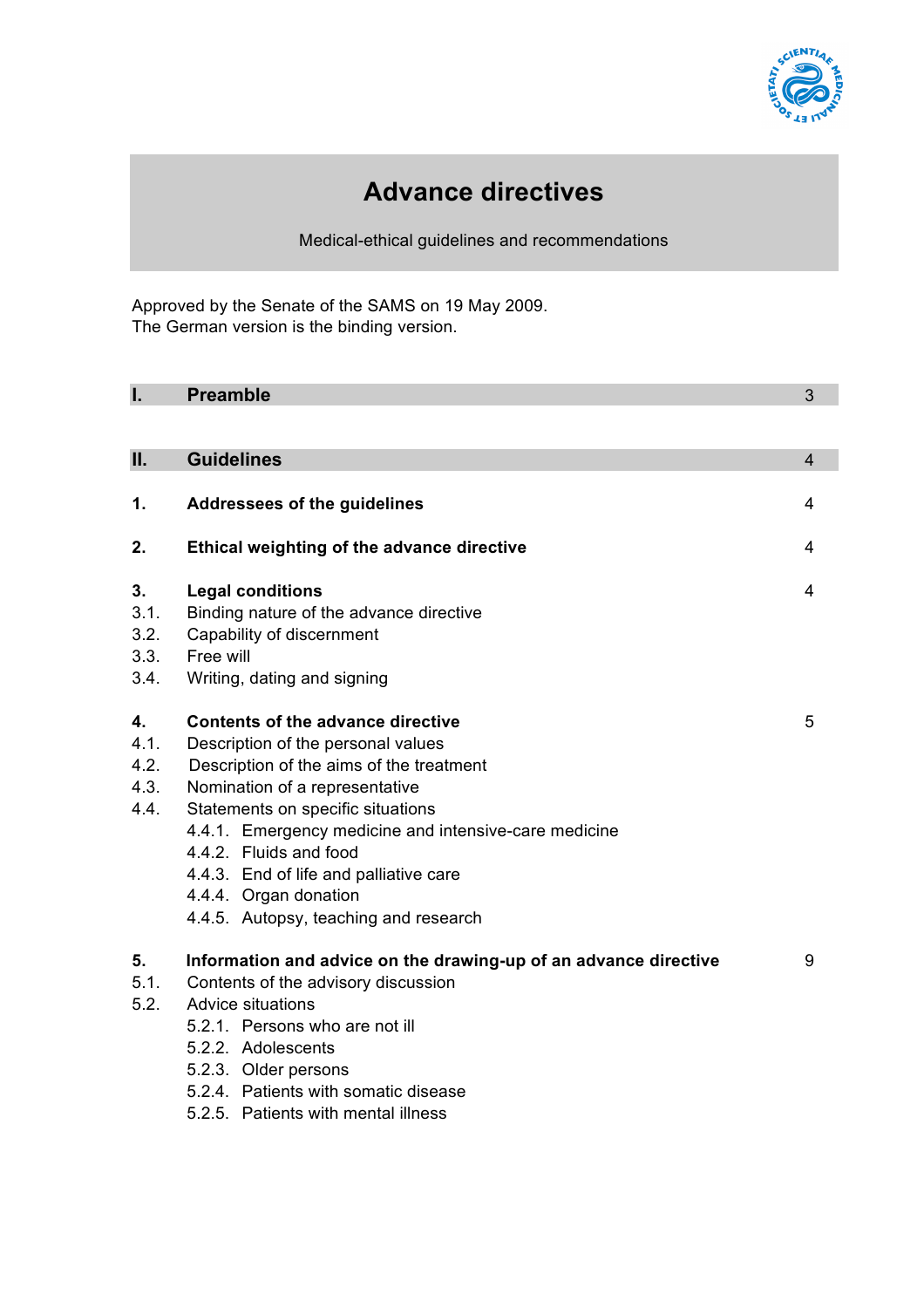# Advance directives

Medical-ethical guidelines and recommendations

Approved by the Senate of the SAMS on 19 May 2009.
The German version is the binding version.

| | | |
|---|---|---|
| **I.** | **Preamble** | 3 |
| **II.** | **Guidelines** | 4 |
| **1.** | **Addressees of the guidelines** | 4 |
| **2.** | **Ethical weighting of the advance directive** | 4 |
| **3.** | **Legal conditions** | 4 |
| 3.1. | Binding nature of the advance directive | |
| 3.2. | Capability of discernment | |
| 3.3. | Free will | |
| 3.4. | Writing, dating and signing | |
| **4.** | **Contents of the advance directive** | 5 |
| 4.1. | Description of the personal values | |
| 4.2. | Description of the aims of the treatment | |
| 4.3. | Nomination of a representative | |
| 4.4. | Statements on specific situations | |
| | 4.4.1. Emergency medicine and intensive-care medicine | |
| | 4.4.2. Fluids and food | |
| | 4.4.3. End of life and palliative care | |
| | 4.4.4. Organ donation | |
| | 4.4.5. Autopsy, teaching and research | |
| **5.** | **Information and advice on the drawing-up of an advance directive** | 9 |
| 5.1. | Contents of the advisory discussion | |
| 5.2. | Advice situations | |
| | 5.2.1. Persons who are not ill | |
| | 5.2.2. Adolescents | |
| | 5.2.3. Older persons | |
| | 5.2.4. Patients with somatic disease | |
| | 5.2.5. Patients with mental illness | |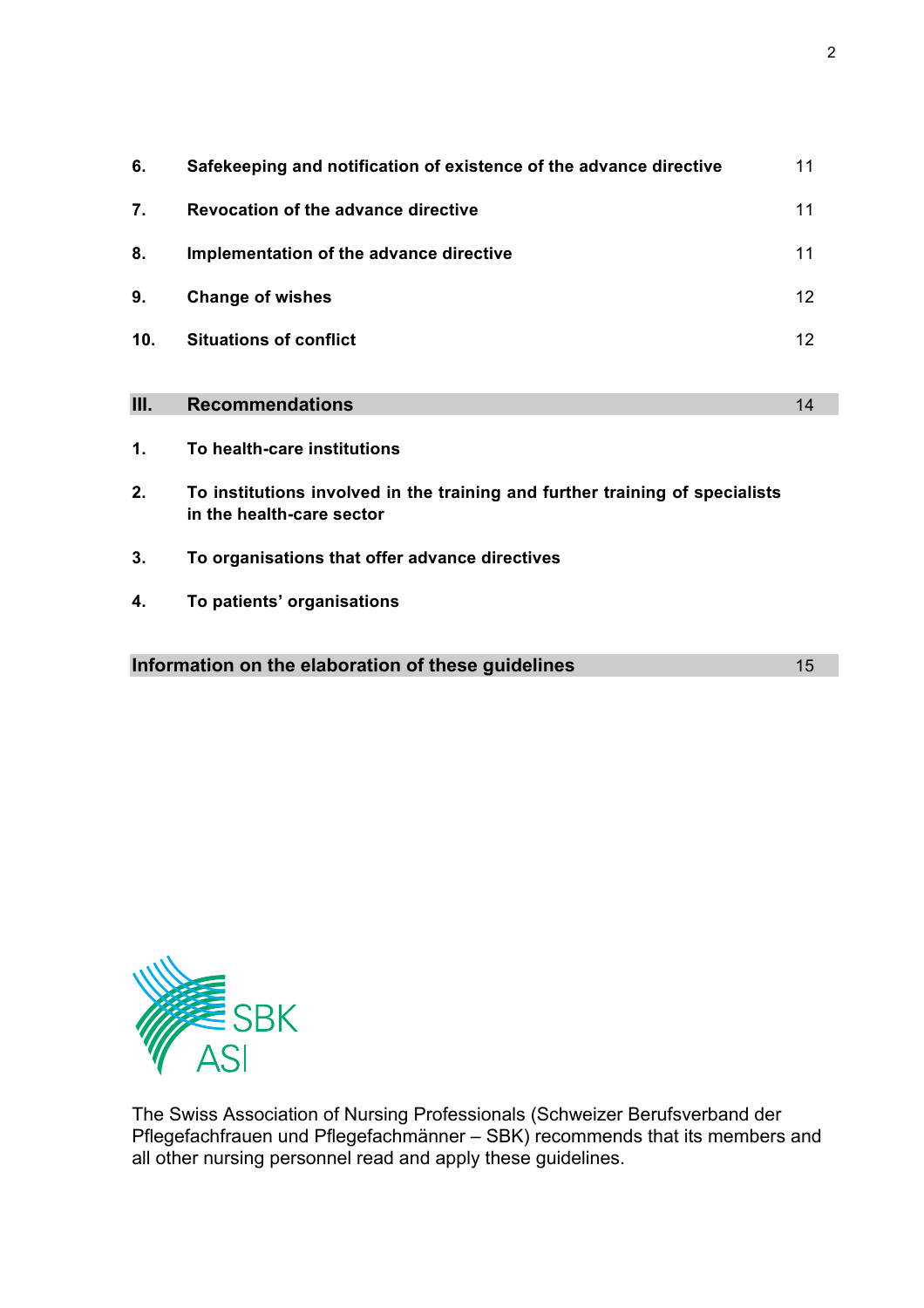| | | |
|---|---|---|
| **6.** | **Safekeeping and notification of existence of the advance directive** | 11 |
| **7.** | **Revocation of the advance directive** | 11 |
| **8.** | **Implementation of the advance directive** | 11 |
| **9.** | **Change of wishes** | 12 |
| **10.** | **Situations of conflict** | 12 |
| **III.** | **Recommendations** | 14 |
| **1.** | **To health-care institutions** | |
| **2.** | **To institutions involved in the training and further training of specialists in the health-care sector** | |
| **3.** | **To organisations that offer advance directives** | |
| **4.** | **To patients' organisations** | |
| | **Information on the elaboration of these guidelines** | 15 |

SBK ASI

The Swiss Association of Nursing Professionals (Schweizer Berufsverband der Pflegefachfrauen und Pflegefachmänner – SBK) recommends that its members and all other nursing personnel read and apply these guidelines.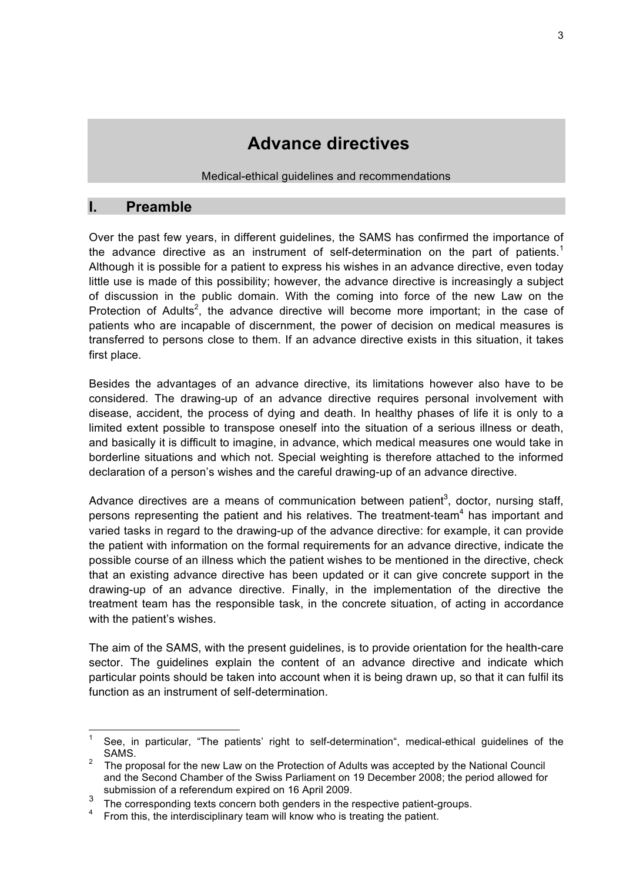# Advance directives

Medical-ethical guidelines and recommendations

## I. Preamble

Over the past few years, in different guidelines, the SAMS has confirmed the importance of the advance directive as an instrument of self-determination on the part of patients.[1] Although it is possible for a patient to express his wishes in an advance directive, even today little use is made of this possibility; however, the advance directive is increasingly a subject of discussion in the public domain. With the coming into force of the new Law on the Protection of Adults[2], the advance directive will become more important; in the case of patients who are incapable of discernment, the power of decision on medical measures is transferred to persons close to them. If an advance directive exists in this situation, it takes first place.

Besides the advantages of an advance directive, its limitations however also have to be considered. The drawing-up of an advance directive requires personal involvement with disease, accident, the process of dying and death. In healthy phases of life it is only to a limited extent possible to transpose oneself into the situation of a serious illness or death, and basically it is difficult to imagine, in advance, which medical measures one would take in borderline situations and which not. Special weighting is therefore attached to the informed declaration of a person's wishes and the careful drawing-up of an advance directive.

Advance directives are a means of communication between patient[3], doctor, nursing staff, persons representing the patient and his relatives. The treatment-team[4] has important and varied tasks in regard to the drawing-up of the advance directive: for example, it can provide the patient with information on the formal requirements for an advance directive, indicate the possible course of an illness which the patient wishes to be mentioned in the directive, check that an existing advance directive has been updated or it can give concrete support in the drawing-up of an advance directive. Finally, in the implementation of the directive the treatment team has the responsible task, in the concrete situation, of acting in accordance with the patient's wishes.

The aim of the SAMS, with the present guidelines, is to provide orientation for the health-care sector. The guidelines explain the content of an advance directive and indicate which particular points should be taken into account when it is being drawn up, so that it can fulfil its function as an instrument of self-determination.

---

[1] See, in particular, "The patients' right to self-determination", medical-ethical guidelines of the SAMS.

[2] The proposal for the new Law on the Protection of Adults was accepted by the National Council and the Second Chamber of the Swiss Parliament on 19 December 2008; the period allowed for submission of a referendum expired on 16 April 2009.

[3] The corresponding texts concern both genders in the respective patient-groups.

[4] From this, the interdisciplinary team will know who is treating the patient.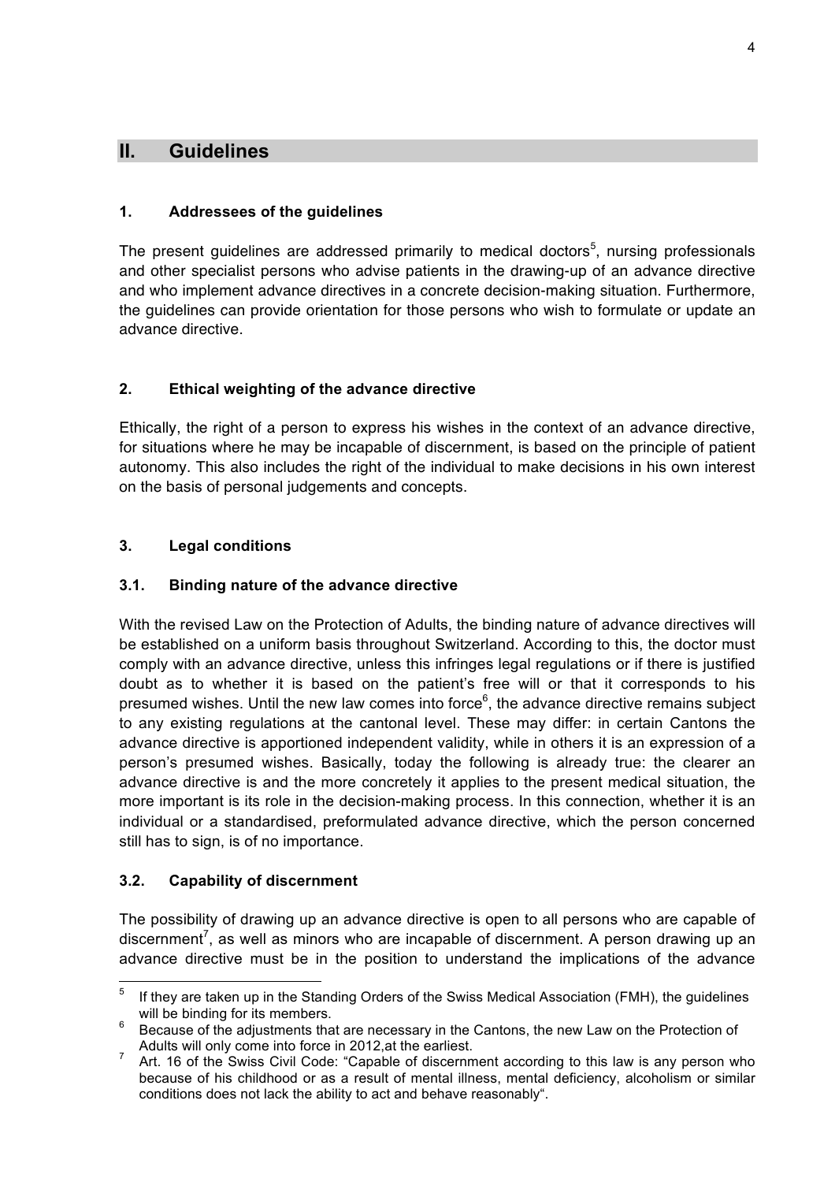## II. Guidelines

### 1. Addressees of the guidelines

The present guidelines are addressed primarily to medical doctors[5], nursing professionals and other specialist persons who advise patients in the drawing-up of an advance directive and who implement advance directives in a concrete decision-making situation. Furthermore, the guidelines can provide orientation for those persons who wish to formulate or update an advance directive.

### 2. Ethical weighting of the advance directive

Ethically, the right of a person to express his wishes in the context of an advance directive, for situations where he may be incapable of discernment, is based on the principle of patient autonomy. This also includes the right of the individual to make decisions in his own interest on the basis of personal judgements and concepts.

### 3. Legal conditions

#### 3.1. Binding nature of the advance directive

With the revised Law on the Protection of Adults, the binding nature of advance directives will be established on a uniform basis throughout Switzerland. According to this, the doctor must comply with an advance directive, unless this infringes legal regulations or if there is justified doubt as to whether it is based on the patient's free will or that it corresponds to his presumed wishes. Until the new law comes into force[6], the advance directive remains subject to any existing regulations at the cantonal level. These may differ: in certain Cantons the advance directive is apportioned independent validity, while in others it is an expression of a person's presumed wishes. Basically, today the following is already true: the clearer an advance directive is and the more concretely it applies to the present medical situation, the more important is its role in the decision-making process. In this connection, whether it is an individual or a standardised, preformulated advance directive, which the person concerned still has to sign, is of no importance.

#### 3.2. Capability of discernment

The possibility of drawing up an advance directive is open to all persons who are capable of discernment[7], as well as minors who are incapable of discernment. A person drawing up an advance directive must be in the position to understand the implications of the advance

---

[5] If they are taken up in the Standing Orders of the Swiss Medical Association (FMH), the guidelines will be binding for its members.

[6] Because of the adjustments that are necessary in the Cantons, the new Law on the Protection of Adults will only come into force in 2012,at the earliest.

[7] Art. 16 of the Swiss Civil Code: "Capable of discernment according to this law is any person who because of his childhood or as a result of mental illness, mental deficiency, alcoholism or similar conditions does not lack the ability to act and behave reasonably".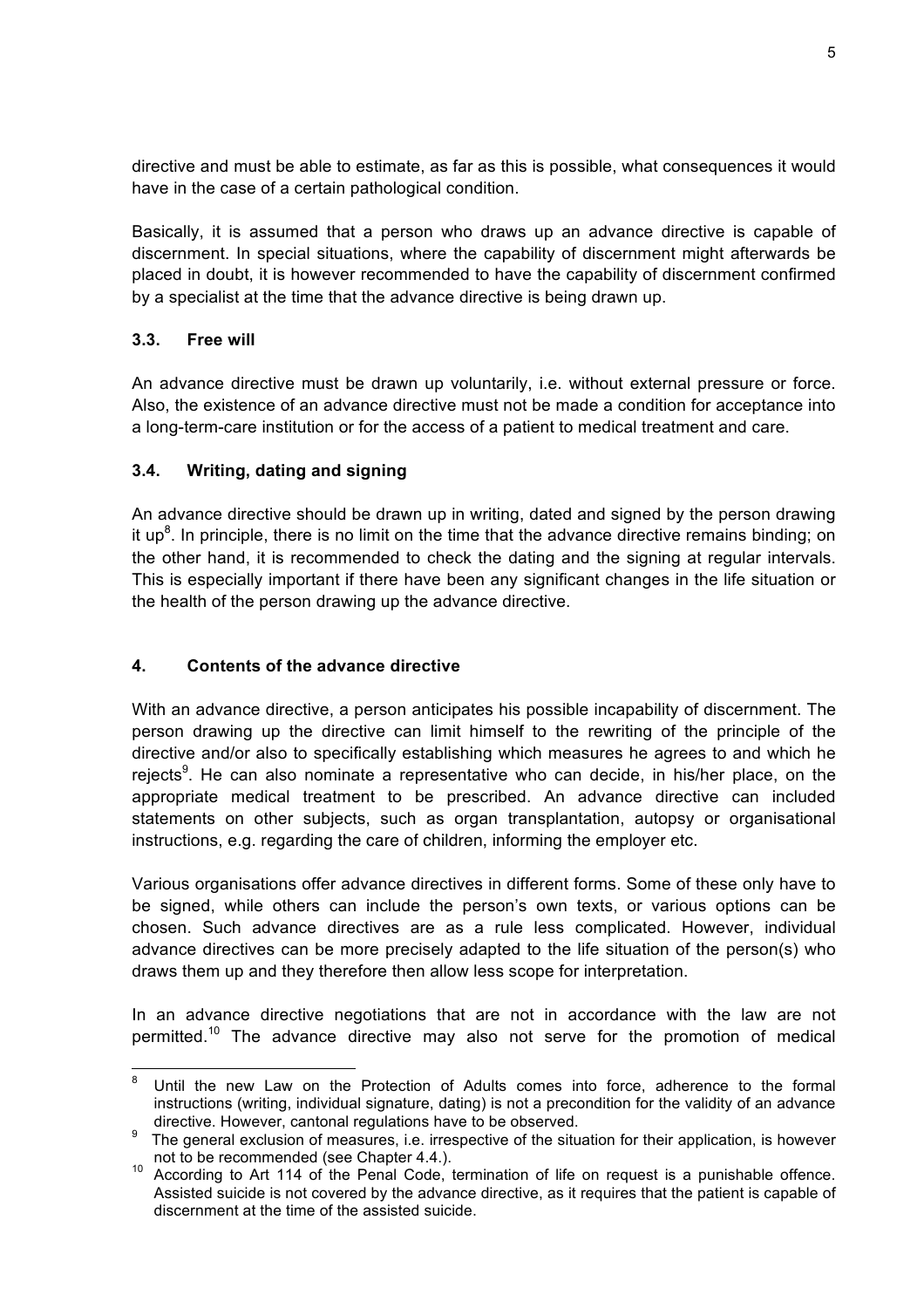directive and must be able to estimate, as far as this is possible, what consequences it would have in the case of a certain pathological condition.

Basically, it is assumed that a person who draws up an advance directive is capable of discernment. In special situations, where the capability of discernment might afterwards be placed in doubt, it is however recommended to have the capability of discernment confirmed by a specialist at the time that the advance directive is being drawn up.

### 3.3. Free will

An advance directive must be drawn up voluntarily, i.e. without external pressure or force. Also, the existence of an advance directive must not be made a condition for acceptance into a long-term-care institution or for the access of a patient to medical treatment and care.

### 3.4. Writing, dating and signing

An advance directive should be drawn up in writing, dated and signed by the person drawing it up[8]. In principle, there is no limit on the time that the advance directive remains binding; on the other hand, it is recommended to check the dating and the signing at regular intervals. This is especially important if there have been any significant changes in the life situation or the health of the person drawing up the advance directive.

## 4. Contents of the advance directive

With an advance directive, a person anticipates his possible incapability of discernment. The person drawing up the directive can limit himself to the rewriting of the principle of the directive and/or also to specifically establishing which measures he agrees to and which he rejects[9]. He can also nominate a representative who can decide, in his/her place, on the appropriate medical treatment to be prescribed. An advance directive can included statements on other subjects, such as organ transplantation, autopsy or organisational instructions, e.g. regarding the care of children, informing the employer etc.

Various organisations offer advance directives in different forms. Some of these only have to be signed, while others can include the person's own texts, or various options can be chosen. Such advance directives are as a rule less complicated. However, individual advance directives can be more precisely adapted to the life situation of the person(s) who draws them up and they therefore then allow less scope for interpretation.

In an advance directive negotiations that are not in accordance with the law are not permitted.[10] The advance directive may also not serve for the promotion of medical

---

[8] Until the new Law on the Protection of Adults comes into force, adherence to the formal instructions (writing, individual signature, dating) is not a precondition for the validity of an advance directive. However, cantonal regulations have to be observed.

[9] The general exclusion of measures, i.e. irrespective of the situation for their application, is however not to be recommended (see Chapter 4.4.).

[10] According to Art 114 of the Penal Code, termination of life on request is a punishable offence. Assisted suicide is not covered by the advance directive, as it requires that the patient is capable of discernment at the time of the assisted suicide.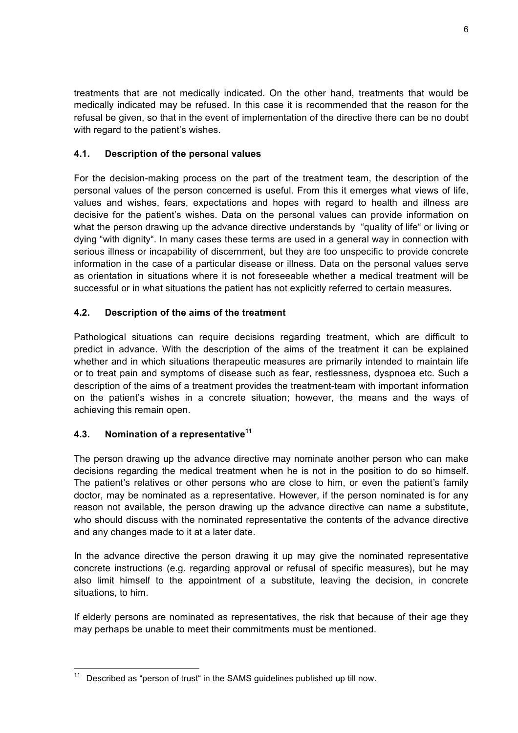treatments that are not medically indicated. On the other hand, treatments that would be medically indicated may be refused. In this case it is recommended that the reason for the refusal be given, so that in the event of implementation of the directive there can be no doubt with regard to the patient's wishes.

### 4.1. Description of the personal values

For the decision-making process on the part of the treatment team, the description of the personal values of the person concerned is useful. From this it emerges what views of life, values and wishes, fears, expectations and hopes with regard to health and illness are decisive for the patient's wishes. Data on the personal values can provide information on what the person drawing up the advance directive understands by "quality of life" or living or dying "with dignity". In many cases these terms are used in a general way in connection with serious illness or incapability of discernment, but they are too unspecific to provide concrete information in the case of a particular disease or illness. Data on the personal values serve as orientation in situations where it is not foreseeable whether a medical treatment will be successful or in what situations the patient has not explicitly referred to certain measures.

### 4.2. Description of the aims of the treatment

Pathological situations can require decisions regarding treatment, which are difficult to predict in advance. With the description of the aims of the treatment it can be explained whether and in which situations therapeutic measures are primarily intended to maintain life or to treat pain and symptoms of disease such as fear, restlessness, dyspnoea etc. Such a description of the aims of a treatment provides the treatment-team with important information on the patient's wishes in a concrete situation; however, the means and the ways of achieving this remain open.

### 4.3. Nomination of a representative[11]

The person drawing up the advance directive may nominate another person who can make decisions regarding the medical treatment when he is not in the position to do so himself. The patient's relatives or other persons who are close to him, or even the patient's family doctor, may be nominated as a representative. However, if the person nominated is for any reason not available, the person drawing up the advance directive can name a substitute, who should discuss with the nominated representative the contents of the advance directive and any changes made to it at a later date.

In the advance directive the person drawing it up may give the nominated representative concrete instructions (e.g. regarding approval or refusal of specific measures), but he may also limit himself to the appointment of a substitute, leaving the decision, in concrete situations, to him.

If elderly persons are nominated as representatives, the risk that because of their age they may perhaps be unable to meet their commitments must be mentioned.

---

[11] Described as "person of trust" in the SAMS guidelines published up till now.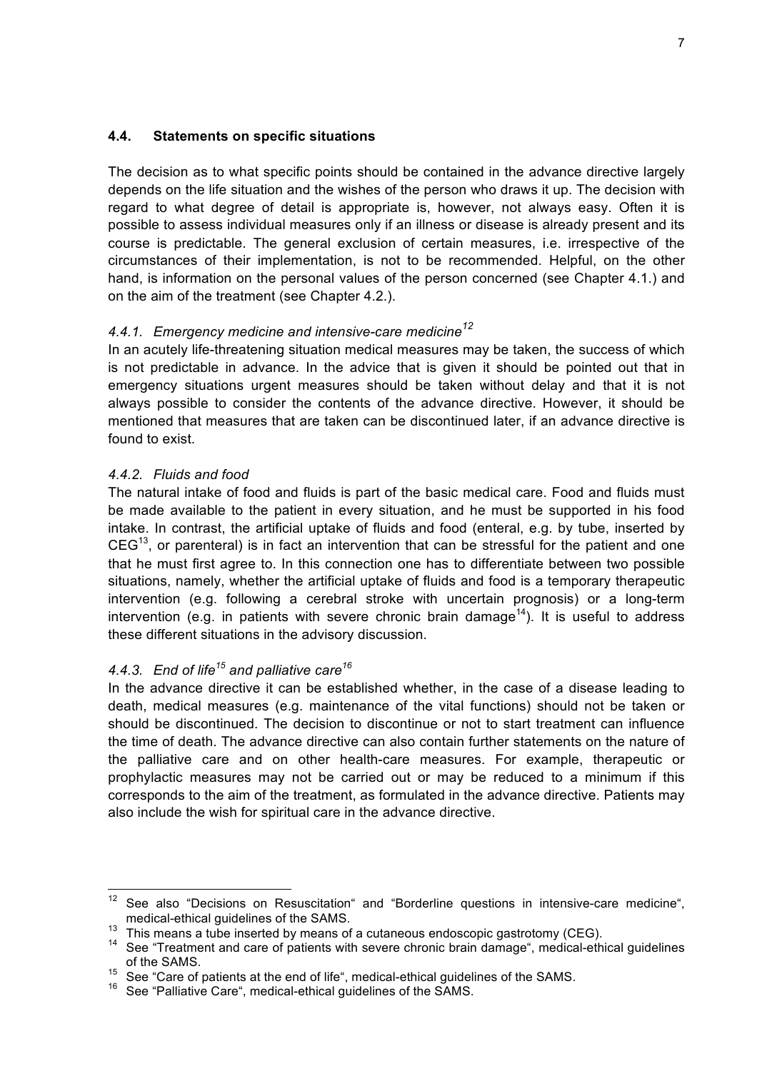### 4.4. Statements on specific situations

The decision as to what specific points should be contained in the advance directive largely depends on the life situation and the wishes of the person who draws it up. The decision with regard to what degree of detail is appropriate is, however, not always easy. Often it is possible to assess individual measures only if an illness or disease is already present and its course is predictable. The general exclusion of certain measures, i.e. irrespective of the circumstances of their implementation, is not to be recommended. Helpful, on the other hand, is information on the personal values of the person concerned (see Chapter 4.1.) and on the aim of the treatment (see Chapter 4.2.).

#### *4.4.1. Emergency medicine and intensive-care medicine*[12]

In an acutely life-threatening situation medical measures may be taken, the success of which is not predictable in advance. In the advice that is given it should be pointed out that in emergency situations urgent measures should be taken without delay and that it is not always possible to consider the contents of the advance directive. However, it should be mentioned that measures that are taken can be discontinued later, if an advance directive is found to exist.

#### *4.4.2. Fluids and food*

The natural intake of food and fluids is part of the basic medical care. Food and fluids must be made available to the patient in every situation, and he must be supported in his food intake. In contrast, the artificial uptake of fluids and food (enteral, e.g. by tube, inserted by CEG[13], or parenteral) is in fact an intervention that can be stressful for the patient and one that he must first agree to. In this connection one has to differentiate between two possible situations, namely, whether the artificial uptake of fluids and food is a temporary therapeutic intervention (e.g. following a cerebral stroke with uncertain prognosis) or a long-term intervention (e.g. in patients with severe chronic brain damage[14]). It is useful to address these different situations in the advisory discussion.

#### *4.4.3. End of life*[15] *and palliative care*[16]

In the advance directive it can be established whether, in the case of a disease leading to death, medical measures (e.g. maintenance of the vital functions) should not be taken or should be discontinued. The decision to discontinue or not to start treatment can influence the time of death. The advance directive can also contain further statements on the nature of the palliative care and on other health-care measures. For example, therapeutic or prophylactic measures may not be carried out or may be reduced to a minimum if this corresponds to the aim of the treatment, as formulated in the advance directive. Patients may also include the wish for spiritual care in the advance directive.

---

[12] See also "Decisions on Resuscitation" and "Borderline questions in intensive-care medicine", medical-ethical guidelines of the SAMS.

[13] This means a tube inserted by means of a cutaneous endoscopic gastrotomy (CEG).

[14] See "Treatment and care of patients with severe chronic brain damage", medical-ethical guidelines of the SAMS.

[15] See "Care of patients at the end of life", medical-ethical guidelines of the SAMS.

[16] See "Palliative Care", medical-ethical guidelines of the SAMS.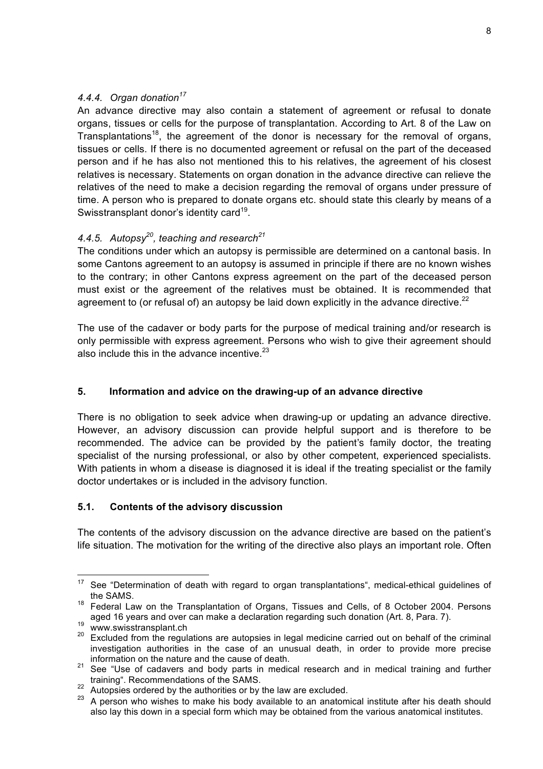#### *4.4.4. Organ donation*[17]

An advance directive may also contain a statement of agreement or refusal to donate organs, tissues or cells for the purpose of transplantation. According to Art. 8 of the Law on Transplantations[18], the agreement of the donor is necessary for the removal of organs, tissues or cells. If there is no documented agreement or refusal on the part of the deceased person and if he has also not mentioned this to his relatives, the agreement of his closest relatives is necessary. Statements on organ donation in the advance directive can relieve the relatives of the need to make a decision regarding the removal of organs under pressure of time. A person who is prepared to donate organs etc. should state this clearly by means of a Swisstransplant donor's identity card[19].

#### *4.4.5. Autopsy*[20]*, teaching and research*[21]

The conditions under which an autopsy is permissible are determined on a cantonal basis. In some Cantons agreement to an autopsy is assumed in principle if there are no known wishes to the contrary; in other Cantons express agreement on the part of the deceased person must exist or the agreement of the relatives must be obtained. It is recommended that agreement to (or refusal of) an autopsy be laid down explicitly in the advance directive.[22]

The use of the cadaver or body parts for the purpose of medical training and/or research is only permissible with express agreement. Persons who wish to give their agreement should also include this in the advance incentive.[23]

## 5. Information and advice on the drawing-up of an advance directive

There is no obligation to seek advice when drawing-up or updating an advance directive. However, an advisory discussion can provide helpful support and is therefore to be recommended. The advice can be provided by the patient's family doctor, the treating specialist of the nursing professional, or also by other competent, experienced specialists. With patients in whom a disease is diagnosed it is ideal if the treating specialist or the family doctor undertakes or is included in the advisory function.

### 5.1. Contents of the advisory discussion

The contents of the advisory discussion on the advance directive are based on the patient's life situation. The motivation for the writing of the directive also plays an important role. Often

---

[17] See "Determination of death with regard to organ transplantations", medical-ethical guidelines of the SAMS.

[18] Federal Law on the Transplantation of Organs, Tissues and Cells, of 8 October 2004. Persons aged 16 years and over can make a declaration regarding such donation (Art. 8, Para. 7).

[19] www.swisstransplant.ch

[20] Excluded from the regulations are autopsies in legal medicine carried out on behalf of the criminal investigation authorities in the case of an unusual death, in order to provide more precise information on the nature and the cause of death.

[21] See "Use of cadavers and body parts in medical research and in medical training and further training". Recommendations of the SAMS.

[22] Autopsies ordered by the authorities or by the law are excluded.

[23] A person who wishes to make his body available to an anatomical institute after his death should also lay this down in a special form which may be obtained from the various anatomical institutes.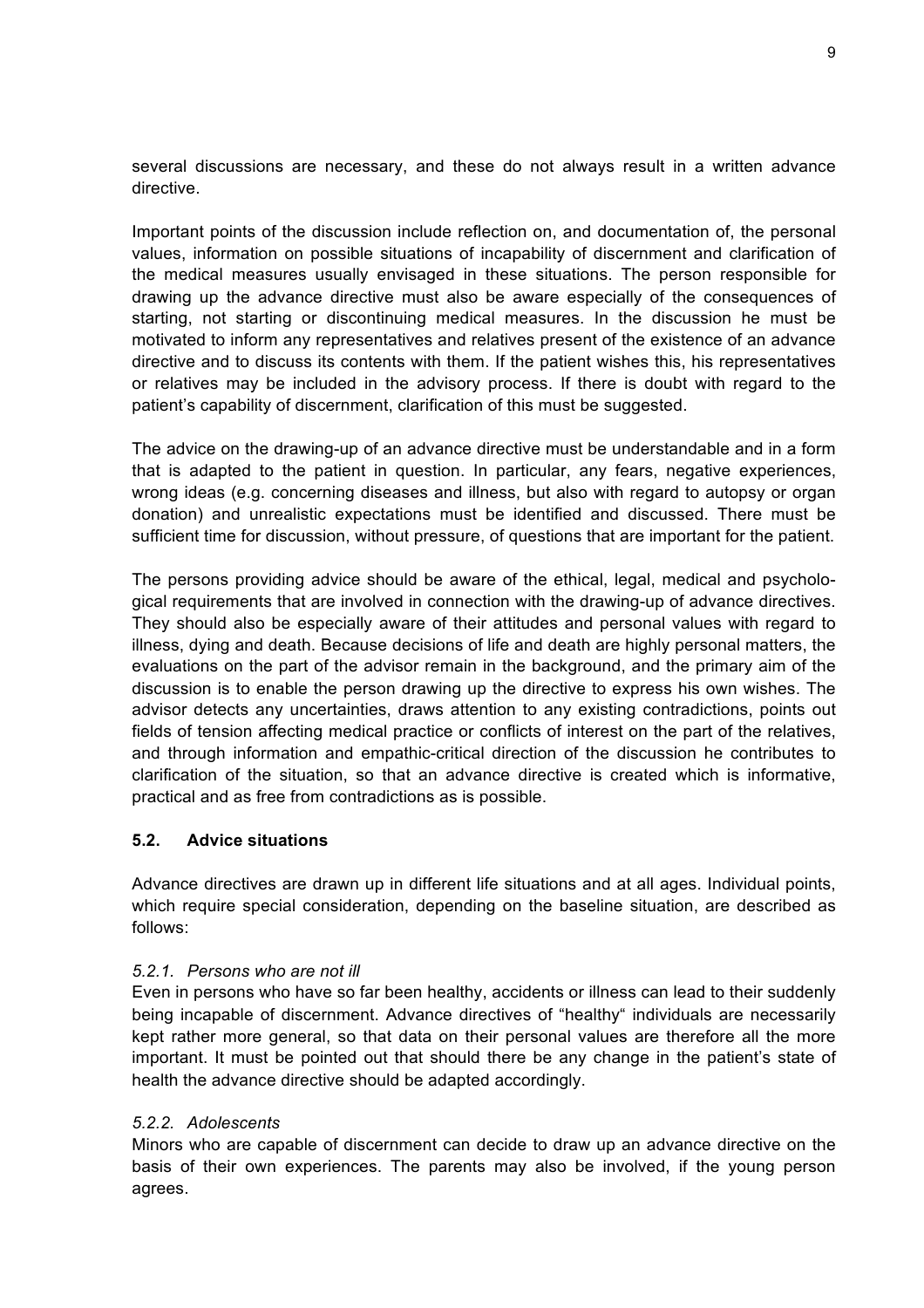several discussions are necessary, and these do not always result in a written advance directive.

Important points of the discussion include reflection on, and documentation of, the personal values, information on possible situations of incapability of discernment and clarification of the medical measures usually envisaged in these situations. The person responsible for drawing up the advance directive must also be aware especially of the consequences of starting, not starting or discontinuing medical measures. In the discussion he must be motivated to inform any representatives and relatives present of the existence of an advance directive and to discuss its contents with them. If the patient wishes this, his representatives or relatives may be included in the advisory process. If there is doubt with regard to the patient's capability of discernment, clarification of this must be suggested.

The advice on the drawing-up of an advance directive must be understandable and in a form that is adapted to the patient in question. In particular, any fears, negative experiences, wrong ideas (e.g. concerning diseases and illness, but also with regard to autopsy or organ donation) and unrealistic expectations must be identified and discussed. There must be sufficient time for discussion, without pressure, of questions that are important for the patient.

The persons providing advice should be aware of the ethical, legal, medical and psychological requirements that are involved in connection with the drawing-up of advance directives. They should also be especially aware of their attitudes and personal values with regard to illness, dying and death. Because decisions of life and death are highly personal matters, the evaluations on the part of the advisor remain in the background, and the primary aim of the discussion is to enable the person drawing up the directive to express his own wishes. The advisor detects any uncertainties, draws attention to any existing contradictions, points out fields of tension affecting medical practice or conflicts of interest on the part of the relatives, and through information and empathic-critical direction of the discussion he contributes to clarification of the situation, so that an advance directive is created which is informative, practical and as free from contradictions as is possible.

### 5.2. Advice situations

Advance directives are drawn up in different life situations and at all ages. Individual points, which require special consideration, depending on the baseline situation, are described as follows:

#### *5.2.1. Persons who are not ill*

Even in persons who have so far been healthy, accidents or illness can lead to their suddenly being incapable of discernment. Advance directives of "healthy" individuals are necessarily kept rather more general, so that data on their personal values are therefore all the more important. It must be pointed out that should there be any change in the patient's state of health the advance directive should be adapted accordingly.

#### *5.2.2. Adolescents*

Minors who are capable of discernment can decide to draw up an advance directive on the basis of their own experiences. The parents may also be involved, if the young person agrees.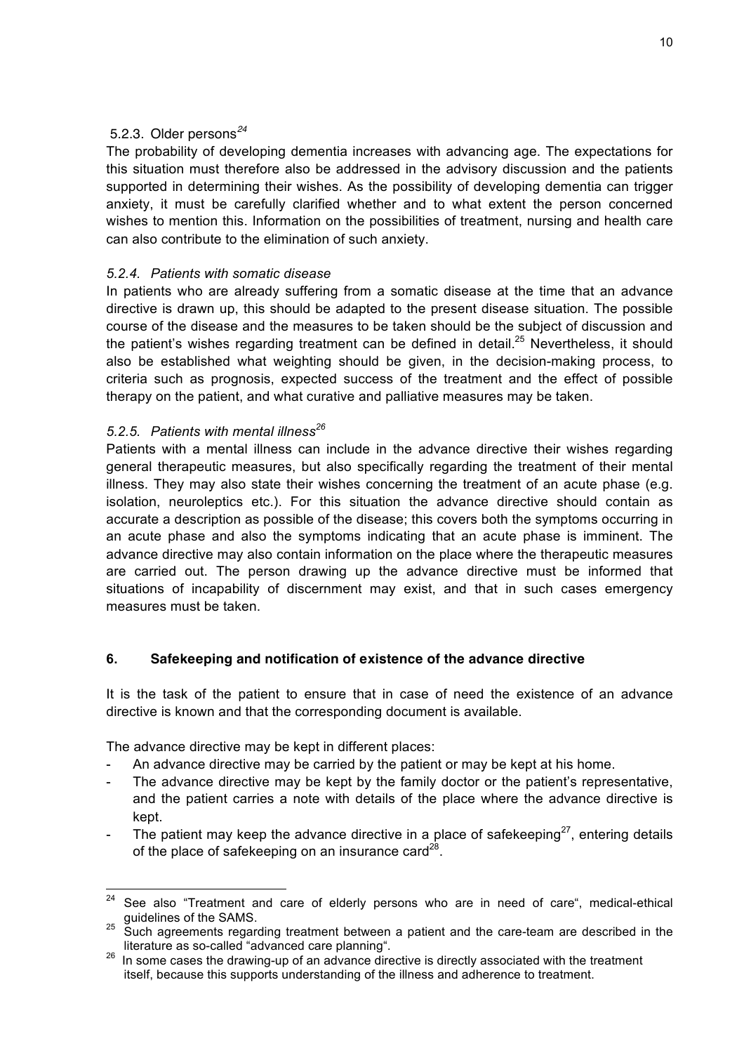### 5.2.3. Older persons[24]

The probability of developing dementia increases with advancing age. The expectations for this situation must therefore also be addressed in the advisory discussion and the patients supported in determining their wishes. As the possibility of developing dementia can trigger anxiety, it must be carefully clarified whether and to what extent the person concerned wishes to mention this. Information on the possibilities of treatment, nursing and health care can also contribute to the elimination of such anxiety.

### *5.2.4. Patients with somatic disease*

In patients who are already suffering from a somatic disease at the time that an advance directive is drawn up, this should be adapted to the present disease situation. The possible course of the disease and the measures to be taken should be the subject of discussion and the patient's wishes regarding treatment can be defined in detail.[25] Nevertheless, it should also be established what weighting should be given, in the decision-making process, to criteria such as prognosis, expected success of the treatment and the effect of possible therapy on the patient, and what curative and palliative measures may be taken.

### *5.2.5. Patients with mental illness[26]*

Patients with a mental illness can include in the advance directive their wishes regarding general therapeutic measures, but also specifically regarding the treatment of their mental illness. They may also state their wishes concerning the treatment of an acute phase (e.g. isolation, neuroleptics etc.). For this situation the advance directive should contain as accurate a description as possible of the disease; this covers both the symptoms occurring in an acute phase and also the symptoms indicating that an acute phase is imminent. The advance directive may also contain information on the place where the therapeutic measures are carried out. The person drawing up the advance directive must be informed that situations of incapability of discernment may exist, and that in such cases emergency measures must be taken.

## 6. Safekeeping and notification of existence of the advance directive

It is the task of the patient to ensure that in case of need the existence of an advance directive is known and that the corresponding document is available.

The advance directive may be kept in different places:

- An advance directive may be carried by the patient or may be kept at his home.
- The advance directive may be kept by the family doctor or the patient's representative, and the patient carries a note with details of the place where the advance directive is kept.
- The patient may keep the advance directive in a place of safekeeping[27], entering details of the place of safekeeping on an insurance card[28].

---

[24] See also "Treatment and care of elderly persons who are in need of care", medical-ethical guidelines of the SAMS.

[25] Such agreements regarding treatment between a patient and the care-team are described in the literature as so-called "advanced care planning".

[26] In some cases the drawing-up of an advance directive is directly associated with the treatment itself, because this supports understanding of the illness and adherence to treatment.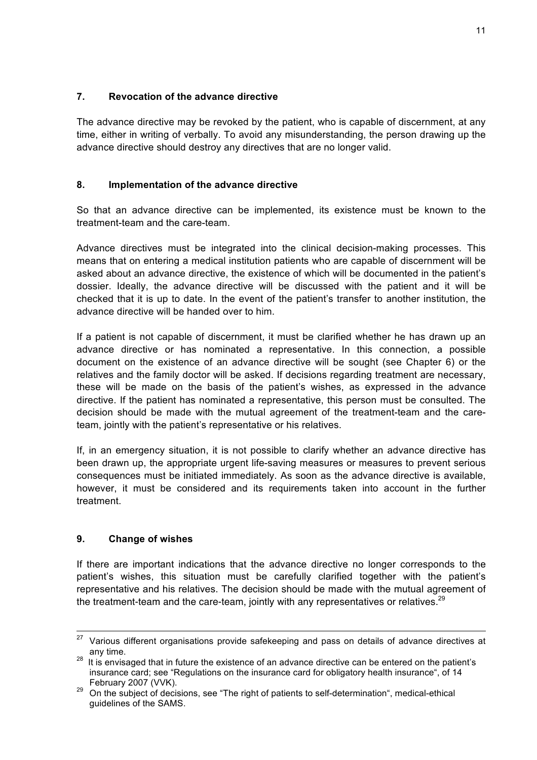## 7. Revocation of the advance directive

The advance directive may be revoked by the patient, who is capable of discernment, at any time, either in writing of verbally. To avoid any misunderstanding, the person drawing up the advance directive should destroy any directives that are no longer valid.

## 8. Implementation of the advance directive

So that an advance directive can be implemented, its existence must be known to the treatment-team and the care-team.

Advance directives must be integrated into the clinical decision-making processes. This means that on entering a medical institution patients who are capable of discernment will be asked about an advance directive, the existence of which will be documented in the patient's dossier. Ideally, the advance directive will be discussed with the patient and it will be checked that it is up to date. In the event of the patient's transfer to another institution, the advance directive will be handed over to him.

If a patient is not capable of discernment, it must be clarified whether he has drawn up an advance directive or has nominated a representative. In this connection, a possible document on the existence of an advance directive will be sought (see Chapter 6) or the relatives and the family doctor will be asked. If decisions regarding treatment are necessary, these will be made on the basis of the patient's wishes, as expressed in the advance directive. If the patient has nominated a representative, this person must be consulted. The decision should be made with the mutual agreement of the treatment-team and the care-team, jointly with the patient's representative or his relatives.

If, in an emergency situation, it is not possible to clarify whether an advance directive has been drawn up, the appropriate urgent life-saving measures or measures to prevent serious consequences must be initiated immediately. As soon as the advance directive is available, however, it must be considered and its requirements taken into account in the further treatment.

## 9. Change of wishes

If there are important indications that the advance directive no longer corresponds to the patient's wishes, this situation must be carefully clarified together with the patient's representative and his relatives. The decision should be made with the mutual agreement of the treatment-team and the care-team, jointly with any representatives or relatives.[29]

---

[27] Various different organisations provide safekeeping and pass on details of advance directives at any time.

[28] It is envisaged that in future the existence of an advance directive can be entered on the patient's insurance card; see "Regulations on the insurance card for obligatory health insurance", of 14 February 2007 (VVK).

[29] On the subject of decisions, see "The right of patients to self-determination", medical-ethical guidelines of the SAMS.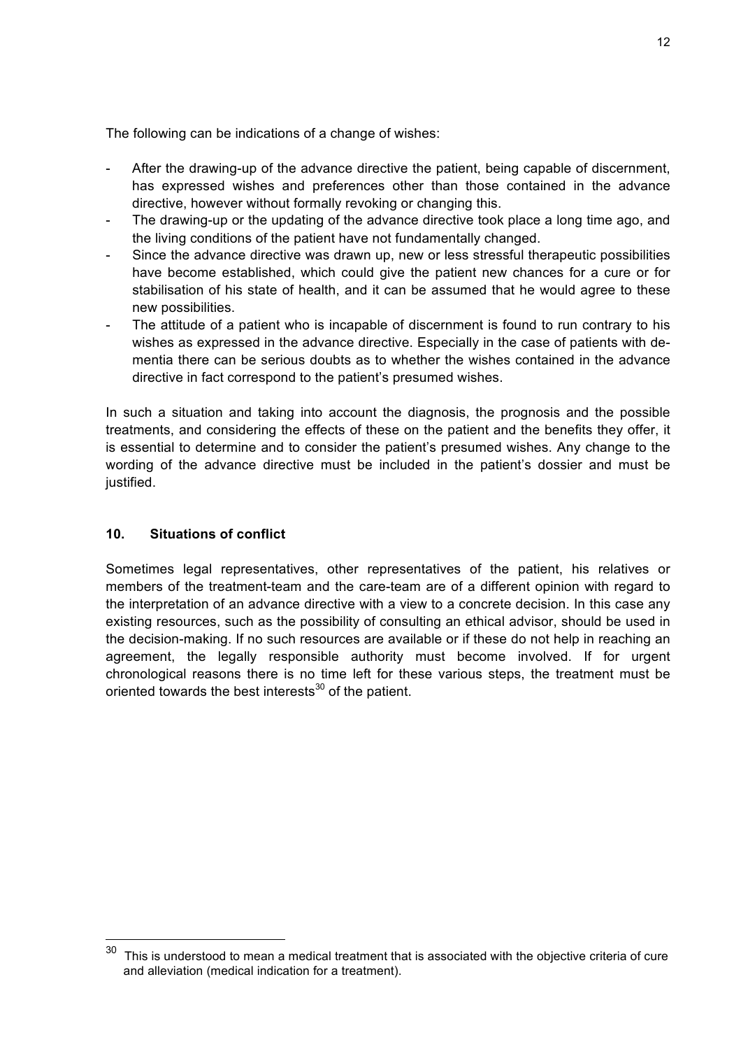The following can be indications of a change of wishes:

- After the drawing-up of the advance directive the patient, being capable of discernment, has expressed wishes and preferences other than those contained in the advance directive, however without formally revoking or changing this.
- The drawing-up or the updating of the advance directive took place a long time ago, and the living conditions of the patient have not fundamentally changed.
- Since the advance directive was drawn up, new or less stressful therapeutic possibilities have become established, which could give the patient new chances for a cure or for stabilisation of his state of health, and it can be assumed that he would agree to these new possibilities.
- The attitude of a patient who is incapable of discernment is found to run contrary to his wishes as expressed in the advance directive. Especially in the case of patients with dementia there can be serious doubts as to whether the wishes contained in the advance directive in fact correspond to the patient's presumed wishes.

In such a situation and taking into account the diagnosis, the prognosis and the possible treatments, and considering the effects of these on the patient and the benefits they offer, it is essential to determine and to consider the patient's presumed wishes. Any change to the wording of the advance directive must be included in the patient's dossier and must be justified.

## 10. Situations of conflict

Sometimes legal representatives, other representatives of the patient, his relatives or members of the treatment-team and the care-team are of a different opinion with regard to the interpretation of an advance directive with a view to a concrete decision. In this case any existing resources, such as the possibility of consulting an ethical advisor, should be used in the decision-making. If no such resources are available or if these do not help in reaching an agreement, the legally responsible authority must become involved. If for urgent chronological reasons there is no time left for these various steps, the treatment must be oriented towards the best interests[30] of the patient.

---

[30] This is understood to mean a medical treatment that is associated with the objective criteria of cure and alleviation (medical indication for a treatment).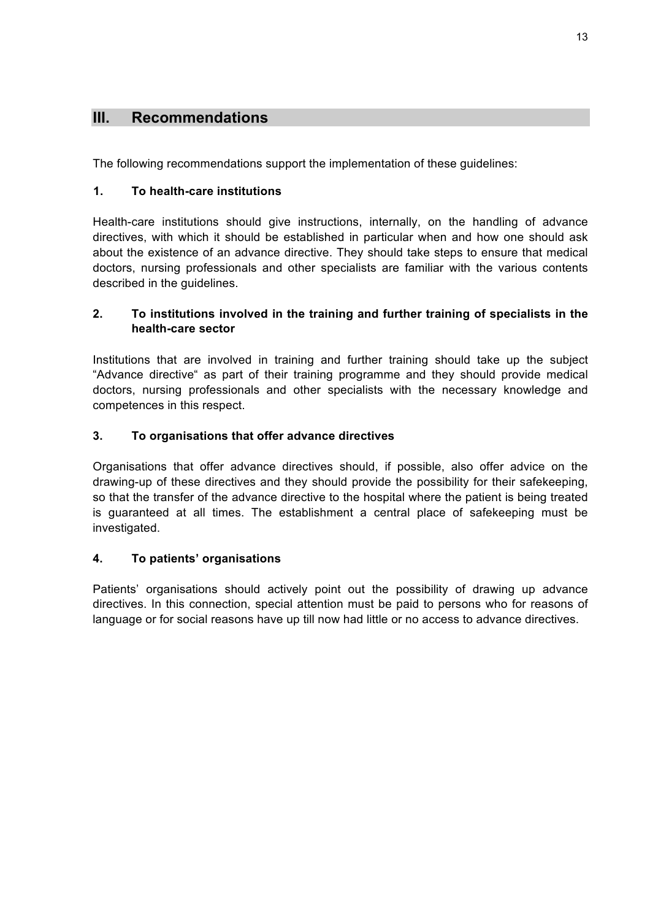## III. Recommendations

The following recommendations support the implementation of these guidelines:

### 1. To health-care institutions

Health-care institutions should give instructions, internally, on the handling of advance directives, with which it should be established in particular when and how one should ask about the existence of an advance directive. They should take steps to ensure that medical doctors, nursing professionals and other specialists are familiar with the various contents described in the guidelines.

### 2. To institutions involved in the training and further training of specialists in the health-care sector

Institutions that are involved in training and further training should take up the subject "Advance directive" as part of their training programme and they should provide medical doctors, nursing professionals and other specialists with the necessary knowledge and competences in this respect.

### 3. To organisations that offer advance directives

Organisations that offer advance directives should, if possible, also offer advice on the drawing-up of these directives and they should provide the possibility for their safekeeping, so that the transfer of the advance directive to the hospital where the patient is being treated is guaranteed at all times. The establishment a central place of safekeeping must be investigated.

### 4. To patients' organisations

Patients' organisations should actively point out the possibility of drawing up advance directives. In this connection, special attention must be paid to persons who for reasons of language or for social reasons have up till now had little or no access to advance directives.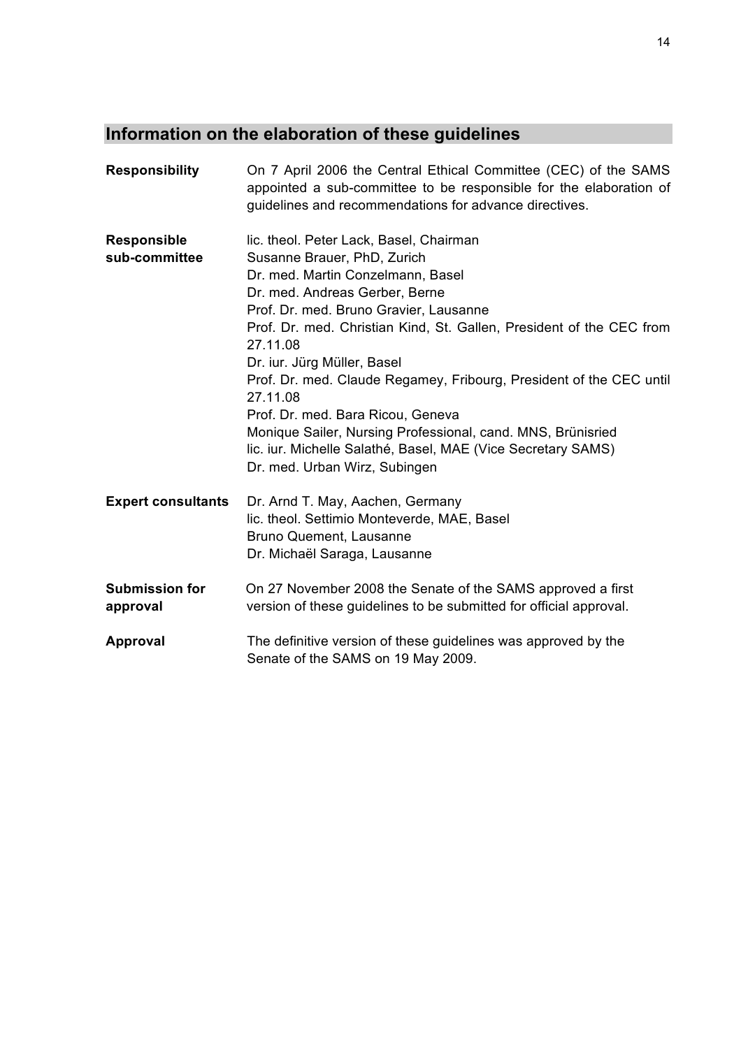## Information on the elaboration of these guidelines

**Responsibility**

On 7 April 2006 the Central Ethical Committee (CEC) of the SAMS appointed a sub-committee to be responsible for the elaboration of guidelines and recommendations for advance directives.

**Responsible sub-committee**

lic. theol. Peter Lack, Basel, Chairman
Susanne Brauer, PhD, Zurich
Dr. med. Martin Conzelmann, Basel
Dr. med. Andreas Gerber, Berne
Prof. Dr. med. Bruno Gravier, Lausanne
Prof. Dr. med. Christian Kind, St. Gallen, President of the CEC from 27.11.08
Dr. iur. Jürg Müller, Basel
Prof. Dr. med. Claude Regamey, Fribourg, President of the CEC until 27.11.08
Prof. Dr. med. Bara Ricou, Geneva
Monique Sailer, Nursing Professional, cand. MNS, Brünisried
lic. iur. Michelle Salathé, Basel, MAE (Vice Secretary SAMS)
Dr. med. Urban Wirz, Subingen

**Expert consultants**

Dr. Arnd T. May, Aachen, Germany
lic. theol. Settimio Monteverde, MAE, Basel
Bruno Quement, Lausanne
Dr. Michaël Saraga, Lausanne

**Submission for approval**

On 27 November 2008 the Senate of the SAMS approved a first version of these guidelines to be submitted for official approval.

**Approval**

The definitive version of these guidelines was approved by the Senate of the SAMS on 19 May 2009.